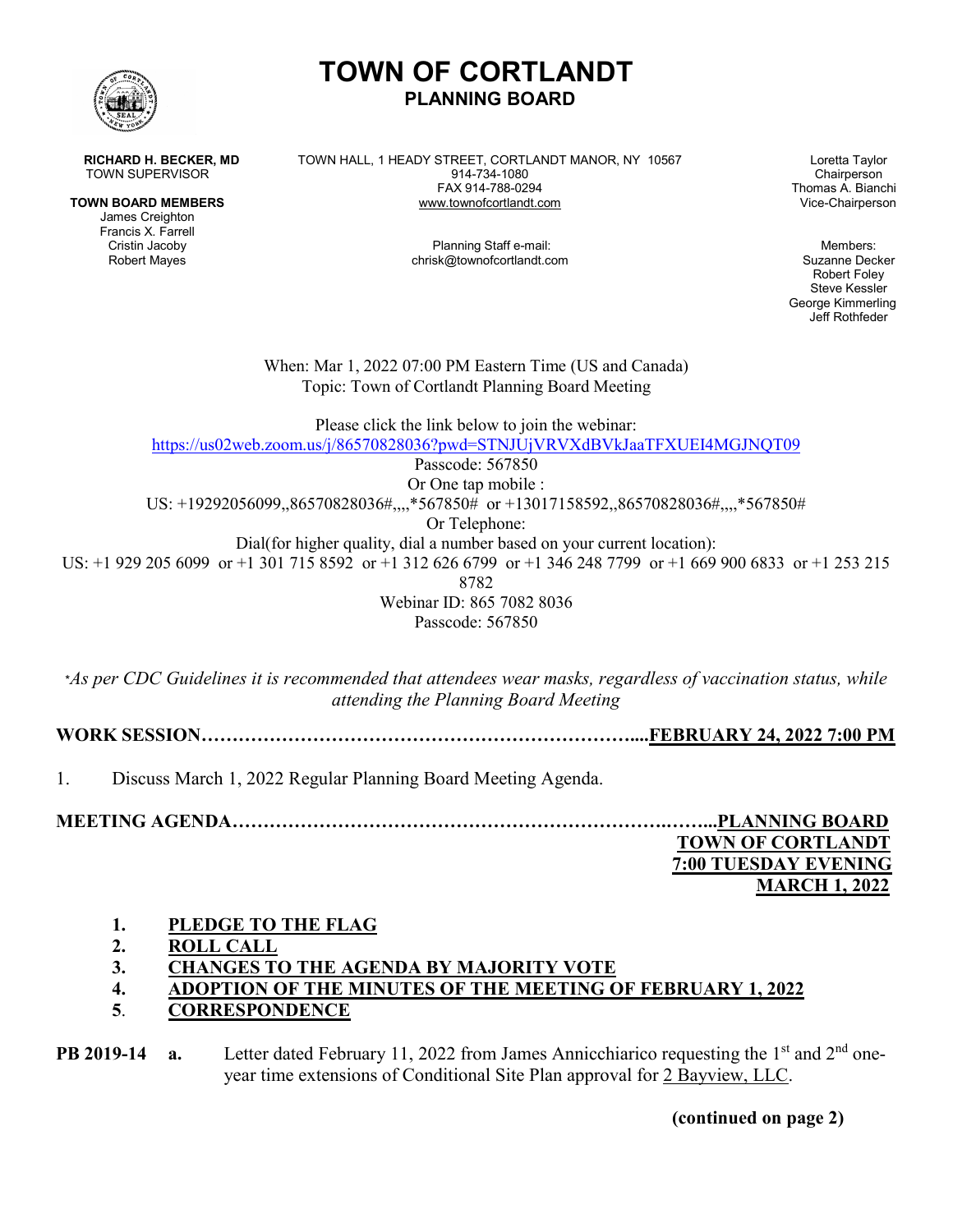# TOWN OF CORTLANDT
## PLANNING BOARD

**RICHARD H. BECKER, MD**
TOWN SUPERVISOR

**TOWN BOARD MEMBERS**
James Creighton
Francis X. Farrell
Cristin Jacoby
Robert Mayes

TOWN HALL, 1 HEADY STREET, CORTLANDT MANOR, NY 10567
914-734-1080
FAX 914-788-0294
www.townofcortlandt.com

Planning Staff e-mail:
chrisk@townofcortlandt.com

Loretta Taylor
Chairperson
Thomas A. Bianchi
Vice-Chairperson

Members:
Suzanne Decker
Robert Foley
Steve Kessler
George Kimmerling
Jeff Rothfeder

When: Mar 1, 2022 07:00 PM Eastern Time (US and Canada)
Topic: Town of Cortlandt Planning Board Meeting

Please click the link below to join the webinar:
https://us02web.zoom.us/j/86570828036?pwd=STNJUjVRVXdBVkJaaTFXUEI4MGJNQT09
Passcode: 567850
Or One tap mobile :
US: +19292056099,,86570828036#,,,,*567850# or +13017158592,,86570828036#,,,,*567850#
Or Telephone:
Dial(for higher quality, dial a number based on your current location):
US: +1 929 205 6099 or +1 301 715 8592 or +1 312 626 6799 or +1 346 248 7799 or +1 669 900 6833 or +1 253 215 8782
Webinar ID: 865 7082 8036
Passcode: 567850

**As per CDC Guidelines it is recommended that attendees wear masks, regardless of vaccination status, while attending the Planning Board Meeting*

**WORK SESSION…………………………………………………………....FEBRUARY 24, 2022 7:00 PM**

1. Discuss March 1, 2022 Regular Planning Board Meeting Agenda.

**MEETING AGENDA…………………………………………………………….……..PLANNING BOARD**
**TOWN OF CORTLANDT**
**7:00 TUESDAY EVENING**
**MARCH 1, 2022**

1. **PLEDGE TO THE FLAG**
2. **ROLL CALL**
3. **CHANGES TO THE AGENDA BY MAJORITY VOTE**
4. **ADOPTION OF THE MINUTES OF THE MEETING OF FEBRUARY 1, 2022**
5. **CORRESPONDENCE**

**PB 2019-14** **a.** Letter dated February 11, 2022 from James Annicchiarico requesting the 1st and 2nd one-year time extensions of Conditional Site Plan approval for 2 Bayview, LLC.

**(continued on page 2)**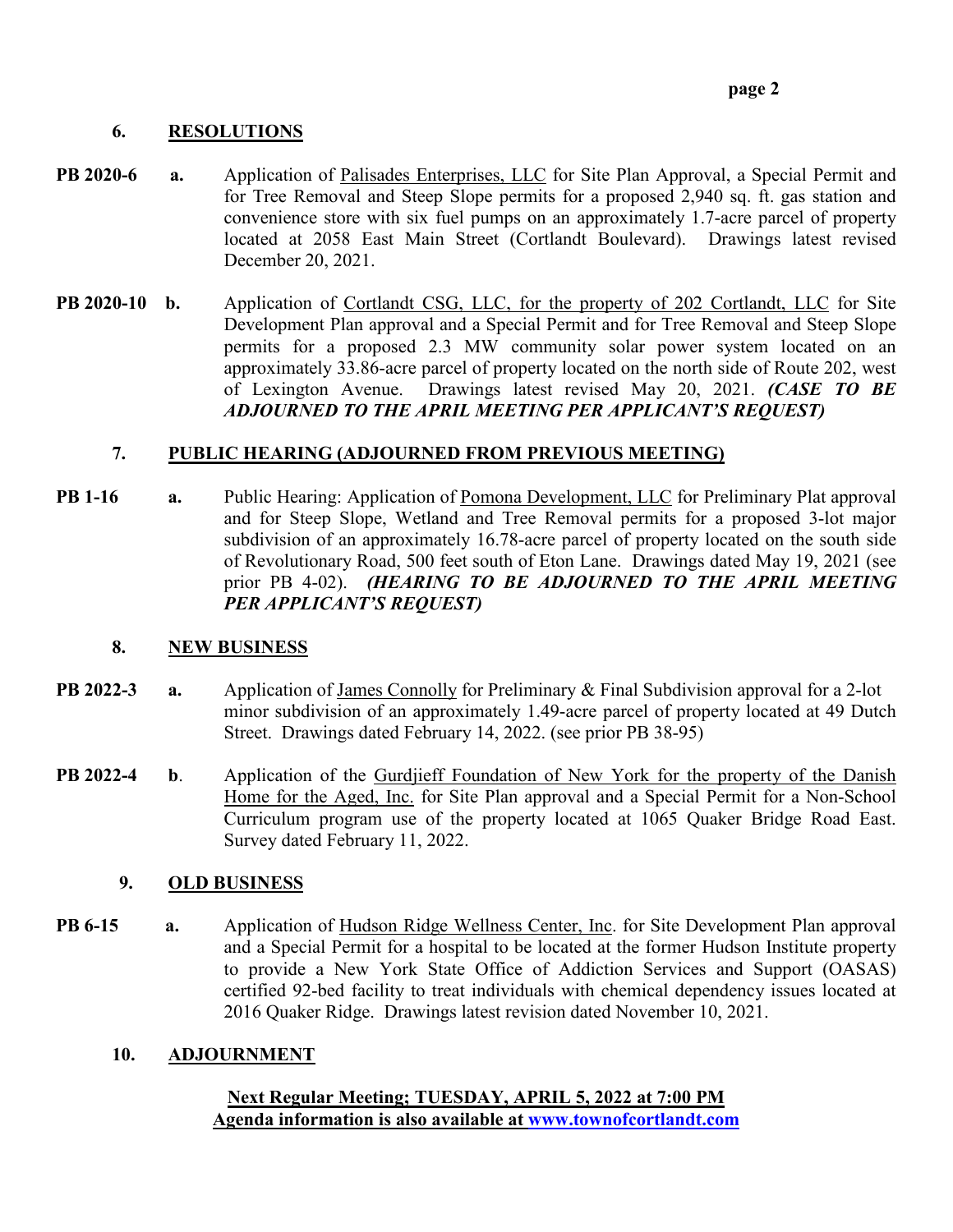## 6. RESOLUTIONS

**PB 2020-6** **a.** Application of Palisades Enterprises, LLC for Site Plan Approval, a Special Permit and for Tree Removal and Steep Slope permits for a proposed 2,940 sq. ft. gas station and convenience store with six fuel pumps on an approximately 1.7-acre parcel of property located at 2058 East Main Street (Cortlandt Boulevard). Drawings latest revised December 20, 2021.

**PB 2020-10** **b.** Application of Cortlandt CSG, LLC, for the property of 202 Cortlandt, LLC for Site Development Plan approval and a Special Permit and for Tree Removal and Steep Slope permits for a proposed 2.3 MW community solar power system located on an approximately 33.86-acre parcel of property located on the north side of Route 202, west of Lexington Avenue. Drawings latest revised May 20, 2021. ***(CASE TO BE ADJOURNED TO THE APRIL MEETING PER APPLICANT'S REQUEST)***

## 7. PUBLIC HEARING (ADJOURNED FROM PREVIOUS MEETING)

**PB 1-16** **a.** Public Hearing: Application of Pomona Development, LLC for Preliminary Plat approval and for Steep Slope, Wetland and Tree Removal permits for a proposed 3-lot major subdivision of an approximately 16.78-acre parcel of property located on the south side of Revolutionary Road, 500 feet south of Eton Lane. Drawings dated May 19, 2021 (see prior PB 4-02). ***(HEARING TO BE ADJOURNED TO THE APRIL MEETING PER APPLICANT'S REQUEST)***

## 8. NEW BUSINESS

**PB 2022-3** **a.** Application of James Connolly for Preliminary & Final Subdivision approval for a 2-lot minor subdivision of an approximately 1.49-acre parcel of property located at 49 Dutch Street. Drawings dated February 14, 2022. (see prior PB 38-95)

**PB 2022-4** **b**. Application of the Gurdjieff Foundation of New York for the property of the Danish Home for the Aged, Inc. for Site Plan approval and a Special Permit for a Non-School Curriculum program use of the property located at 1065 Quaker Bridge Road East. Survey dated February 11, 2022.

## 9. OLD BUSINESS

**PB 6-15** **a.** Application of Hudson Ridge Wellness Center, Inc. for Site Development Plan approval and a Special Permit for a hospital to be located at the former Hudson Institute property to provide a New York State Office of Addiction Services and Support (OASAS) certified 92-bed facility to treat individuals with chemical dependency issues located at 2016 Quaker Ridge. Drawings latest revision dated November 10, 2021.

## 10. ADJOURNMENT

**Next Regular Meeting; TUESDAY, APRIL 5, 2022 at 7:00 PM**
**Agenda information is also available at www.townofcortlandt.com**